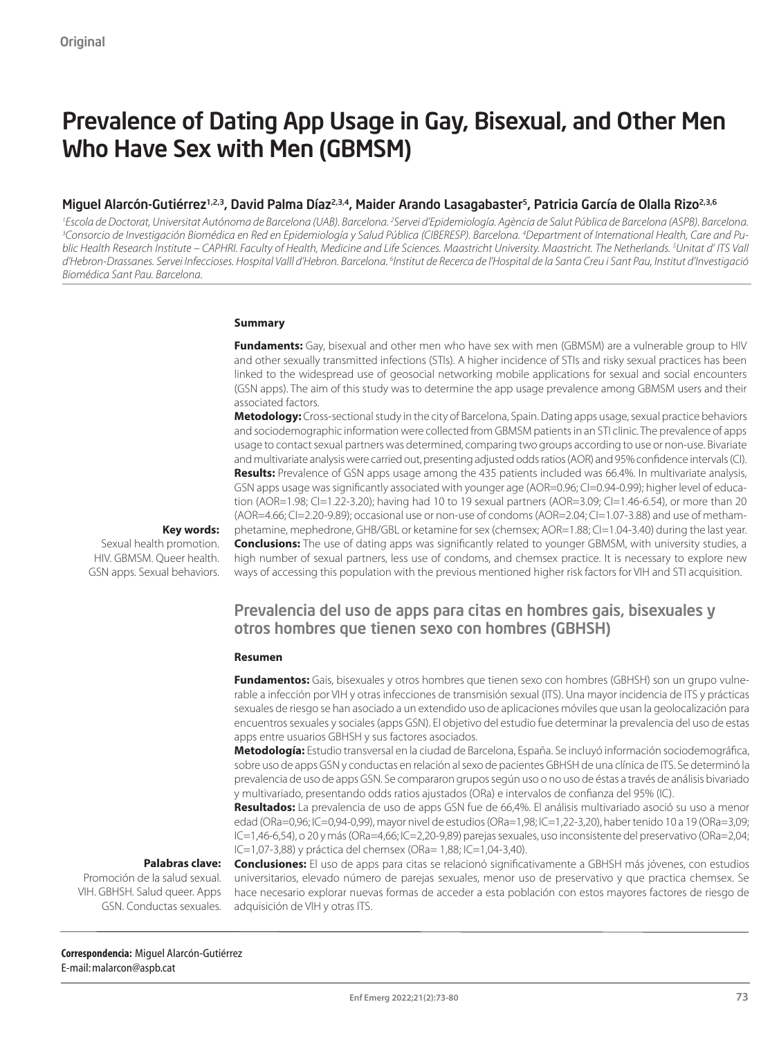Original

# Prevalence of Dating App Usage in Gay, Bisexual, and Other Men Who Have Sex with Men (GBMSM)

**Miguel Alarcón-Gutiérrez[1,2,3], David Palma Díaz[2,3,4], Maider Arando Lasagabaster[5], Patricia García de Olalla Rizo[2,3,6]**

*[1]Escola de Doctorat, Universitat Autónoma de Barcelona (UAB). Barcelona. [2]Servei d'Epidemiología. Agència de Salut Pública de Barcelona (ASPB). Barcelona. [3]Consorcio de Investigación Biomédica en Red en Epidemiología y Salud Pública (CIBERESP). Barcelona. [4]Department of International Health, Care and Public Health Research Institute – CAPHRI. Faculty of Health, Medicine and Life Sciences. Maastricht University. Maastricht. The Netherlands. [5]Unitat d' ITS Vall d'Hebron-Drassanes. Servei Infeccioses. Hospital Valll d'Hebron. Barcelona. [6]Institut de Recerca de l'Hospital de la Santa Creu i Sant Pau, Institut d'Investigació Biomédica Sant Pau. Barcelona.*

### Summary

**Fundaments:** Gay, bisexual and other men who have sex with men (GBMSM) are a vulnerable group to HIV and other sexually transmitted infections (STIs). A higher incidence of STIs and risky sexual practices has been linked to the widespread use of geosocial networking mobile applications for sexual and social encounters (GSN apps). The aim of this study was to determine the app usage prevalence among GBMSM users and their associated factors.

**Metodology:** Cross-sectional study in the city of Barcelona, Spain. Dating apps usage, sexual practice behaviors and sociodemographic information were collected from GBMSM patients in an STI clinic. The prevalence of apps usage to contact sexual partners was determined, comparing two groups according to use or non-use. Bivariate and multivariate analysis were carried out, presenting adjusted odds ratios (AOR) and 95% confidence intervals (CI).

**Results:** Prevalence of GSN apps usage among the 435 patients included was 66.4%. In multivariate analysis, GSN apps usage was significantly associated with younger age (AOR=0.96; CI=0.94-0.99); higher level of education (AOR=1.98; CI=1.22-3.20); having had 10 to 19 sexual partners (AOR=3.09; CI=1.46-6.54), or more than 20 (AOR=4.66; CI=2.20-9.89); occasional use or non-use of condoms (AOR=2.04; CI=1.07-3.88) and use of methamphetamine, mephedrone, GHB/GBL or ketamine for sex (chemsex; AOR=1.88; CI=1.04-3.40) during the last year.

**Conclusions:** The use of dating apps was significantly related to younger GBMSM, with university studies, a high number of sexual partners, less use of condoms, and chemsex practice. It is necessary to explore new ways of accessing this population with the previous mentioned higher risk factors for VIH and STI acquisition.

**Key words:** Sexual health promotion. HIV. GBMSM. Queer health. GSN apps. Sexual behaviors.

## Prevalencia del uso de apps para citas en hombres gais, bisexuales y otros hombres que tienen sexo con hombres (GBHSH)

### Resumen

**Fundamentos:** Gais, bisexuales y otros hombres que tienen sexo con hombres (GBHSH) son un grupo vulnerable a infección por VIH y otras infecciones de transmisión sexual (ITS). Una mayor incidencia de ITS y prácticas sexuales de riesgo se han asociado a un extendido uso de aplicaciones móviles que usan la geolocalización para encuentros sexuales y sociales (apps GSN). El objetivo del estudio fue determinar la prevalencia del uso de estas apps entre usuarios GBHSH y sus factores asociados.

**Metodología:** Estudio transversal en la ciudad de Barcelona, España. Se incluyó información sociodemográfica, sobre uso de apps GSN y conductas en relación al sexo de pacientes GBHSH de una clínica de ITS. Se determinó la prevalencia de uso de apps GSN. Se compararon grupos según uso o no uso de éstas a través de análisis bivariado y multivariado, presentando odds ratios ajustados (ORa) e intervalos de confianza del 95% (IC).

**Resultados:** La prevalencia de uso de apps GSN fue de 66,4%. El análisis multivariado asoció su uso a menor edad (ORa=0,96; IC=0,94-0,99), mayor nivel de estudios (ORa=1,98; IC=1,22-3,20), haber tenido 10 a 19 (ORa=3,09; IC=1,46-6,54), o 20 y más (ORa=4,66; IC=2,20-9,89) parejas sexuales, uso inconsistente del preservativo (ORa=2,04; IC=1,07-3,88) y práctica del chemsex (ORa= 1,88; IC=1,04-3,40).

**Conclusiones:** El uso de apps para citas se relacionó significativamente a GBHSH más jóvenes, con estudios universitarios, elevado número de parejas sexuales, menor uso de preservativo y que practica chemsex. Se hace necesario explorar nuevas formas de acceder a esta población con estos mayores factores de riesgo de adquisición de VIH y otras ITS.

**Palabras clave:** Promoción de la salud sexual. VIH. GBHSH. Salud queer. Apps GSN. Conductas sexuales.

**Correspondencia:** Miguel Alarcón-Gutiérrez
E-mail: malarcon@aspb.cat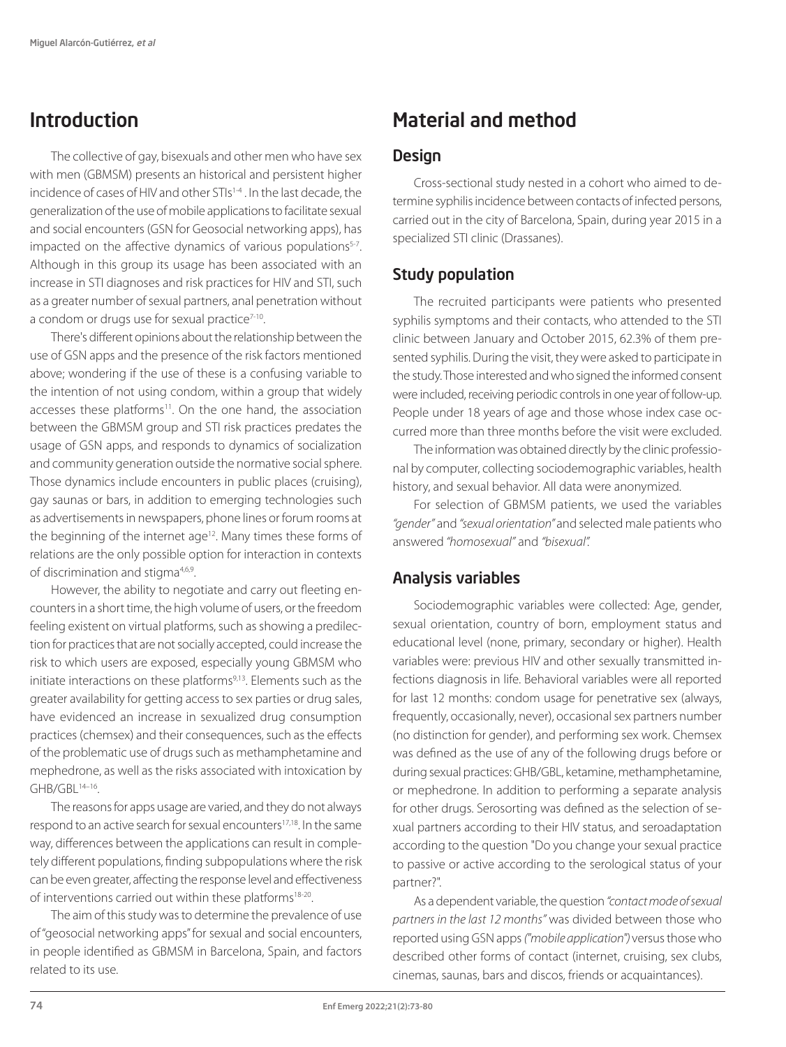## Introduction

The collective of gay, bisexuals and other men who have sex with men (GBMSM) presents an historical and persistent higher incidence of cases of HIV and other STIs[1-4] . In the last decade, the generalization of the use of mobile applications to facilitate sexual and social encounters (GSN for Geosocial networking apps), has impacted on the affective dynamics of various populations[5-7]. Although in this group its usage has been associated with an increase in STI diagnoses and risk practices for HIV and STI, such as a greater number of sexual partners, anal penetration without a condom or drugs use for sexual practice[7-10].

There's different opinions about the relationship between the use of GSN apps and the presence of the risk factors mentioned above; wondering if the use of these is a confusing variable to the intention of not using condom, within a group that widely accesses these platforms[11]. On the one hand, the association between the GBMSM group and STI risk practices predates the usage of GSN apps, and responds to dynamics of socialization and community generation outside the normative social sphere. Those dynamics include encounters in public places (cruising), gay saunas or bars, in addition to emerging technologies such as advertisements in newspapers, phone lines or forum rooms at the beginning of the internet age[12]. Many times these forms of relations are the only possible option for interaction in contexts of discrimination and stigma[4,6,9].

However, the ability to negotiate and carry out fleeting encounters in a short time, the high volume of users, or the freedom feeling existent on virtual platforms, such as showing a predilection for practices that are not socially accepted, could increase the risk to which users are exposed, especially young GBMSM who initiate interactions on these platforms[9,13]. Elements such as the greater availability for getting access to sex parties or drug sales, have evidenced an increase in sexualized drug consumption practices (chemsex) and their consequences, such as the effects of the problematic use of drugs such as methamphetamine and mephedrone, as well as the risks associated with intoxication by GHB/GBL[14-16].

The reasons for apps usage are varied, and they do not always respond to an active search for sexual encounters[17,18]. In the same way, differences between the applications can result in completely different populations, finding subpopulations where the risk can be even greater, affecting the response level and effectiveness of interventions carried out within these platforms[18-20].

The aim of this study was to determine the prevalence of use of "geosocial networking apps" for sexual and social encounters, in people identified as GBMSM in Barcelona, Spain, and factors related to its use.

## Material and method

### Design

Cross-sectional study nested in a cohort who aimed to determine syphilis incidence between contacts of infected persons, carried out in the city of Barcelona, Spain, during year 2015 in a specialized STI clinic (Drassanes).

### Study population

The recruited participants were patients who presented syphilis symptoms and their contacts, who attended to the STI clinic between January and October 2015, 62.3% of them presented syphilis. During the visit, they were asked to participate in the study. Those interested and who signed the informed consent were included, receiving periodic controls in one year of follow-up. People under 18 years of age and those whose index case occurred more than three months before the visit were excluded.

The information was obtained directly by the clinic professional by computer, collecting sociodemographic variables, health history, and sexual behavior. All data were anonymized.

For selection of GBMSM patients, we used the variables *"gender"* and *"sexual orientation"* and selected male patients who answered *"homosexual"* and *"bisexual"*.

### Analysis variables

Sociodemographic variables were collected: Age, gender, sexual orientation, country of born, employment status and educational level (none, primary, secondary or higher). Health variables were: previous HIV and other sexually transmitted infections diagnosis in life. Behavioral variables were all reported for last 12 months: condom usage for penetrative sex (always, frequently, occasionally, never), occasional sex partners number (no distinction for gender), and performing sex work. Chemsex was defined as the use of any of the following drugs before or during sexual practices: GHB/GBL, ketamine, methamphetamine, or mephedrone. In addition to performing a separate analysis for other drugs. Serosorting was defined as the selection of sexual partners according to their HIV status, and seroadaptation according to the question "Do you change your sexual practice to passive or active according to the serological status of your partner?".

As a dependent variable, the question *"contact mode of sexual partners in the last 12 months"* was divided between those who reported using GSN apps *("mobile application")* versus those who described other forms of contact (internet, cruising, sex clubs, cinemas, saunas, bars and discos, friends or acquaintances).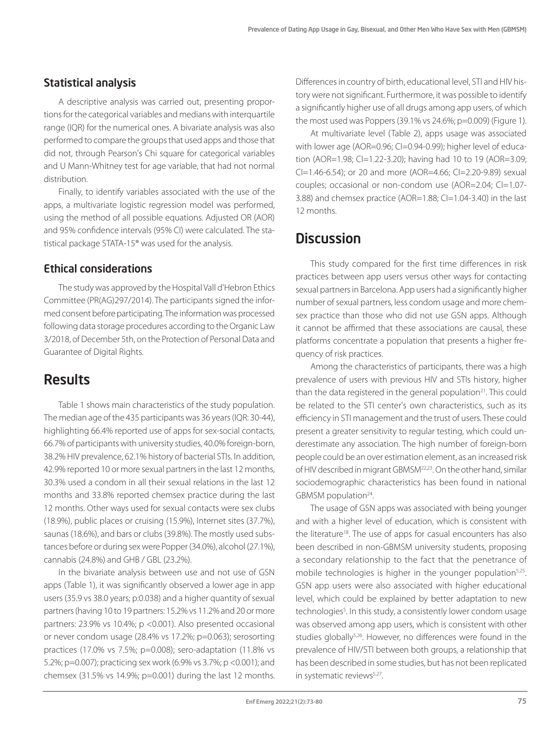### Statistical analysis

A descriptive analysis was carried out, presenting proportions for the categorical variables and medians with interquartile range (IQR) for the numerical ones. A bivariate analysis was also performed to compare the groups that used apps and those that did not, through Pearson's Chi square for categorical variables and U Mann-Whitney test for age variable, that had not normal distribution.

Finally, to identify variables associated with the use of the apps, a multivariate logistic regression model was performed, using the method of all possible equations. Adjusted OR (AOR) and 95% confidence intervals (95% CI) were calculated. The statistical package STATA-15® was used for the analysis.

### Ethical considerations

The study was approved by the Hospital Vall d'Hebron Ethics Committee (PR(AG)297/2014). The participants signed the informed consent before participating. The information was processed following data storage procedures according to the Organic Law 3/2018, of December 5th, on the Protection of Personal Data and Guarantee of Digital Rights.

## Results

Table 1 shows main characteristics of the study population. The median age of the 435 participants was 36 years (IQR: 30-44), highlighting 66.4% reported use of apps for sex-social contacts, 66.7% of participants with university studies, 40.0% foreign-born, 38.2% HIV prevalence, 62.1% history of bacterial STIs. In addition, 42.9% reported 10 or more sexual partners in the last 12 months, 30.3% used a condom in all their sexual relations in the last 12 months and 33.8% reported chemsex practice during the last 12 months. Other ways used for sexual contacts were sex clubs (18.9%), public places or cruising (15.9%), Internet sites (37.7%), saunas (18.6%), and bars or clubs (39.8%). The mostly used substances before or during sex were Popper (34.0%), alcohol (27.1%), cannabis (24.8%) and GHB / GBL (23.2%).

In the bivariate analysis between use and not use of GSN apps (Table 1), it was significantly observed a lower age in app users (35.9 vs 38.0 years; p:0.038) and a higher quantity of sexual partners (having 10 to 19 partners: 15.2% vs 11.2% and 20 or more partners: 23.9% vs 10.4%; p <0.001). Also presented occasional or never condom usage (28.4% vs 17.2%; p=0.063); serosorting practices (17.0% vs 7.5%; p=0.008); sero-adaptation (11.8% vs 5.2%; p=0.007); practicing sex work (6.9% vs 3.7%; p <0.001); and chemsex (31.5% vs 14.9%; p=0.001) during the last 12 months. Differences in country of birth, educational level, STI and HIV history were not significant. Furthermore, it was possible to identify a significantly higher use of all drugs among app users, of which the most used was Poppers (39.1% vs 24.6%; p=0.009) (Figure 1).

At multivariate level (Table 2), apps usage was associated with lower age (AOR=0.96; CI=0.94-0.99); higher level of education (AOR=1.98; CI=1.22-3.20); having had 10 to 19 (AOR=3.09; CI=1.46-6.54); or 20 and more (AOR=4.66; CI=2.20-9.89) sexual couples; occasional or non-condom use (AOR=2.04; CI=1.07-3.88) and chemsex practice (AOR=1.88; CI=1.04-3.40) in the last 12 months.

## Discussion

This study compared for the first time differences in risk practices between app users versus other ways for contacting sexual partners in Barcelona. App users had a significantly higher number of sexual partners, less condom usage and more chemsex practice than those who did not use GSN apps. Although it cannot be affirmed that these associations are causal, these platforms concentrate a population that presents a higher frequency of risk practices.

Among the characteristics of participants, there was a high prevalence of users with previous HIV and STIs history, higher than the data registered in the general population[21]. This could be related to the STI center's own characteristics, such as its efficiency in STI management and the trust of users. These could present a greater sensitivity to regular testing, which could underestimate any association. The high number of foreign-born people could be an over estimation element, as an increased risk of HIV described in migrant GBMSM[22,23]. On the other hand, similar sociodemographic characteristics has been found in national GBMSM population[24].

The usage of GSN apps was associated with being younger and with a higher level of education, which is consistent with the literature[18]. The use of apps for casual encounters has also been described in non-GBMSM university students, proposing a secondary relationship to the fact that the penetrance of mobile technologies is higher in the younger population[5,25]. GSN app users were also associated with higher educational level, which could be explained by better adaptation to new technologies[5]. In this study, a consistently lower condom usage was observed among app users, which is consistent with other studies globally[5,26]. However, no differences were found in the prevalence of HIV/STI between both groups, a relationship that has been described in some studies, but has not been replicated in systematic reviews[5,27].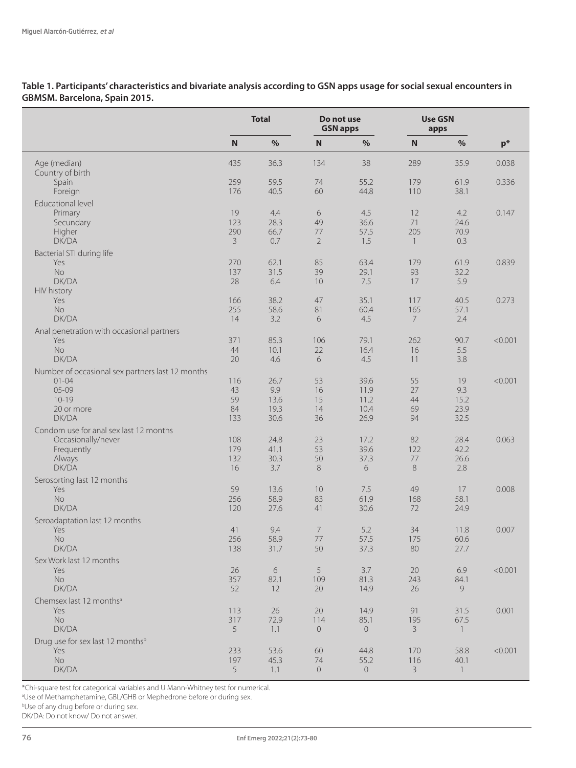**Table 1. Participants' characteristics and bivariate analysis according to GSN apps usage for social sexual encounters in GBMSM. Barcelona, Spain 2015.**

| | Total | | Do not use GSN apps | | Use GSN apps | | |
|---|---|---|---|---|---|---|---|
| | N | % | N | % | N | % | p* |
| Age (median) | 435 | 36.3 | 134 | 38 | 289 | 35.9 | 0.038 |
| Country of birth | | | | | | | |
| Spain | 259 | 59.5 | 74 | 55.2 | 179 | 61.9 | 0.336 |
| Foreign | 176 | 40.5 | 60 | 44.8 | 110 | 38.1 | |
| Educational level | | | | | | | |
| Primary | 19 | 4.4 | 6 | 4.5 | 12 | 4.2 | 0.147 |
| Secundary | 123 | 28.3 | 49 | 36.6 | 71 | 24.6 | |
| Higher | 290 | 66.7 | 77 | 57.5 | 205 | 70.9 | |
| DK/DA | 3 | 0.7 | 2 | 1.5 | 1 | 0.3 | |
| Bacterial STI during life | | | | | | | |
| Yes | 270 | 62.1 | 85 | 63.4 | 179 | 61.9 | 0.839 |
| No | 137 | 31.5 | 39 | 29.1 | 93 | 32.2 | |
| DK/DA | 28 | 6.4 | 10 | 7.5 | 17 | 5.9 | |
| HIV history | | | | | | | |
| Yes | 166 | 38.2 | 47 | 35.1 | 117 | 40.5 | 0.273 |
| No | 255 | 58.6 | 81 | 60.4 | 165 | 57.1 | |
| DK/DA | 14 | 3.2 | 6 | 4.5 | 7 | 2.4 | |
| Anal penetration with occasional partners | | | | | | | |
| Yes | 371 | 85.3 | 106 | 79.1 | 262 | 90.7 | <0.001 |
| No | 44 | 10.1 | 22 | 16.4 | 16 | 5.5 | |
| DK/DA | 20 | 4.6 | 6 | 4.5 | 11 | 3.8 | |
| Number of occasional sex partners last 12 months | | | | | | | |
| 01-04 | 116 | 26.7 | 53 | 39.6 | 55 | 19 | <0.001 |
| 05-09 | 43 | 9.9 | 16 | 11.9 | 27 | 9.3 | |
| 10-19 | 59 | 13.6 | 15 | 11.2 | 44 | 15.2 | |
| 20 or more | 84 | 19.3 | 14 | 10.4 | 69 | 23.9 | |
| DK/DA | 133 | 30.6 | 36 | 26.9 | 94 | 32.5 | |
| Condom use for anal sex last 12 months | | | | | | | |
| Occasionally/never | 108 | 24.8 | 23 | 17.2 | 82 | 28.4 | 0.063 |
| Frequently | 179 | 41.1 | 53 | 39.6 | 122 | 42.2 | |
| Always | 132 | 30.3 | 50 | 37.3 | 77 | 26.6 | |
| DK/DA | 16 | 3.7 | 8 | 6 | 8 | 2.8 | |
| Serosorting last 12 months | | | | | | | |
| Yes | 59 | 13.6 | 10 | 7.5 | 49 | 17 | 0.008 |
| No | 256 | 58.9 | 83 | 61.9 | 168 | 58.1 | |
| DK/DA | 120 | 27.6 | 41 | 30.6 | 72 | 24.9 | |
| Seroadaptation last 12 months | | | | | | | |
| Yes | 41 | 9.4 | 7 | 5.2 | 34 | 11.8 | 0.007 |
| No | 256 | 58.9 | 77 | 57.5 | 175 | 60.6 | |
| DK/DA | 138 | 31.7 | 50 | 37.3 | 80 | 27.7 | |
| Sex Work last 12 months | | | | | | | |
| Yes | 26 | 6 | 5 | 3.7 | 20 | 6.9 | <0.001 |
| No | 357 | 82.1 | 109 | 81.3 | 243 | 84.1 | |
| DK/DA | 52 | 12 | 20 | 14.9 | 26 | 9 | |
| Chemsex last 12 months[a] | | | | | | | |
| Yes | 113 | 26 | 20 | 14.9 | 91 | 31.5 | 0.001 |
| No | 317 | 72.9 | 114 | 85.1 | 195 | 67.5 | |
| DK/DA | 5 | 1.1 | 0 | 0 | 3 | 1 | |
| Drug use for sex last 12 months[b] | | | | | | | |
| Yes | 233 | 53.6 | 60 | 44.8 | 170 | 58.8 | <0.001 |
| No | 197 | 45.3 | 74 | 55.2 | 116 | 40.1 | |
| DK/DA | 5 | 1.1 | 0 | 0 | 3 | 1 | |

*Chi-square test for categorical variables and U Mann-Whitney test for numerical.

[a]Use of Methamphetamine, GBL/GHB or Mephedrone before or during sex.

[b]Use of any drug before or during sex.

DK/DA: Do not know/ Do not answer.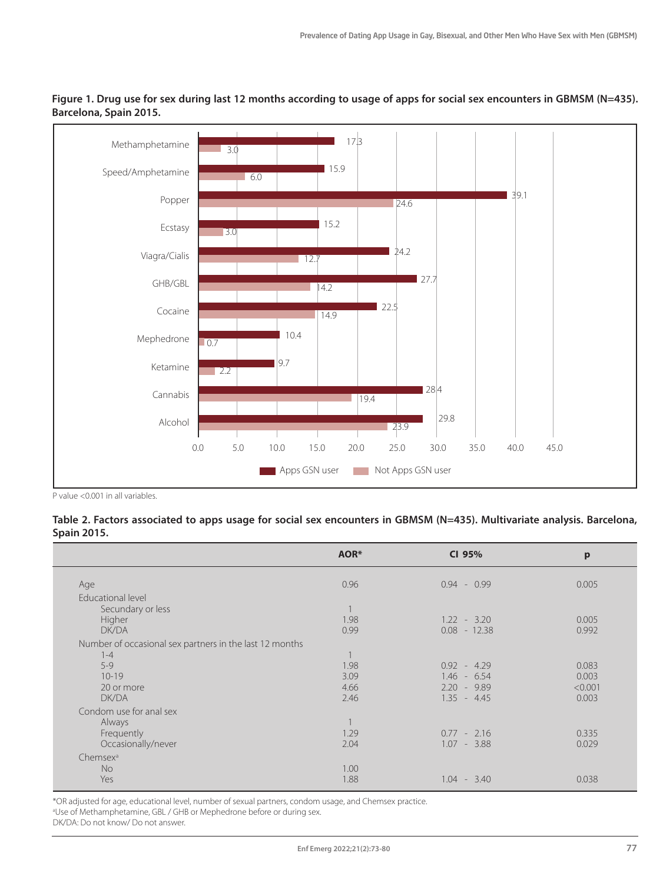**Figure 1. Drug use for sex during last 12 months according to usage of apps for social sex encounters in GBMSM (N=435). Barcelona, Spain 2015.**

| Drug | Apps GSN user | Not Apps GSN user |
|---|---|---|
| Methamphetamine | 17.3 | 3.0 |
| Speed/Amphetamine | 15.9 | 6.0 |
| Popper | 39.1 | 24.6 |
| Ecstasy | 15.2 | 3.0 |
| Viagra/Cialis | 24.2 | 12.7 |
| GHB/GBL | 27.7 | 14.2 |
| Cocaine | 22.5 | 14.9 |
| Mephedrone | 10.4 | 0.7 |
| Ketamine | 9.7 | 2.2 |
| Cannabis | 28.4 | 19.4 |
| Alcohol | 29.8 | 23.9 |

P value <0.001 in all variables.

**Table 2. Factors associated to apps usage for social sex encounters in GBMSM (N=435). Multivariate analysis. Barcelona, Spain 2015.**

| | AOR* | CI 95% | p |
|---|---|---|---|
| Age | 0.96 | 0.94 - 0.99 | 0.005 |
| Educational level | | | |
| Secundary or less | 1 | | |
| Higher | 1.98 | 1.22 - 3.20 | 0.005 |
| DK/DA | 0.99 | 0.08 - 12.38 | 0.992 |
| Number of occasional sex partners in the last 12 months | | | |
| 1-4 | 1 | | |
| 5-9 | 1.98 | 0.92 - 4.29 | 0.083 |
| 10-19 | 3.09 | 1.46 - 6.54 | 0.003 |
| 20 or more | 4.66 | 2.20 - 9.89 | <0.001 |
| DK/DA | 2.46 | 1.35 - 4.45 | 0.003 |
| Condom use for anal sex | | | |
| Always | 1 | | |
| Frequently | 1.29 | 0.77 - 2.16 | 0.335 |
| Occasionally/never | 2.04 | 1.07 - 3.88 | 0.029 |
| Chemsex[a] | | | |
| No | 1.00 | | |
| Yes | 1.88 | 1.04 - 3.40 | 0.038 |

*OR adjusted for age, educational level, number of sexual partners, condom usage, and Chemsex practice.
[a]Use of Methamphetamine, GBL / GHB or Mephedrone before or during sex.
DK/DA: Do not know/ Do not answer.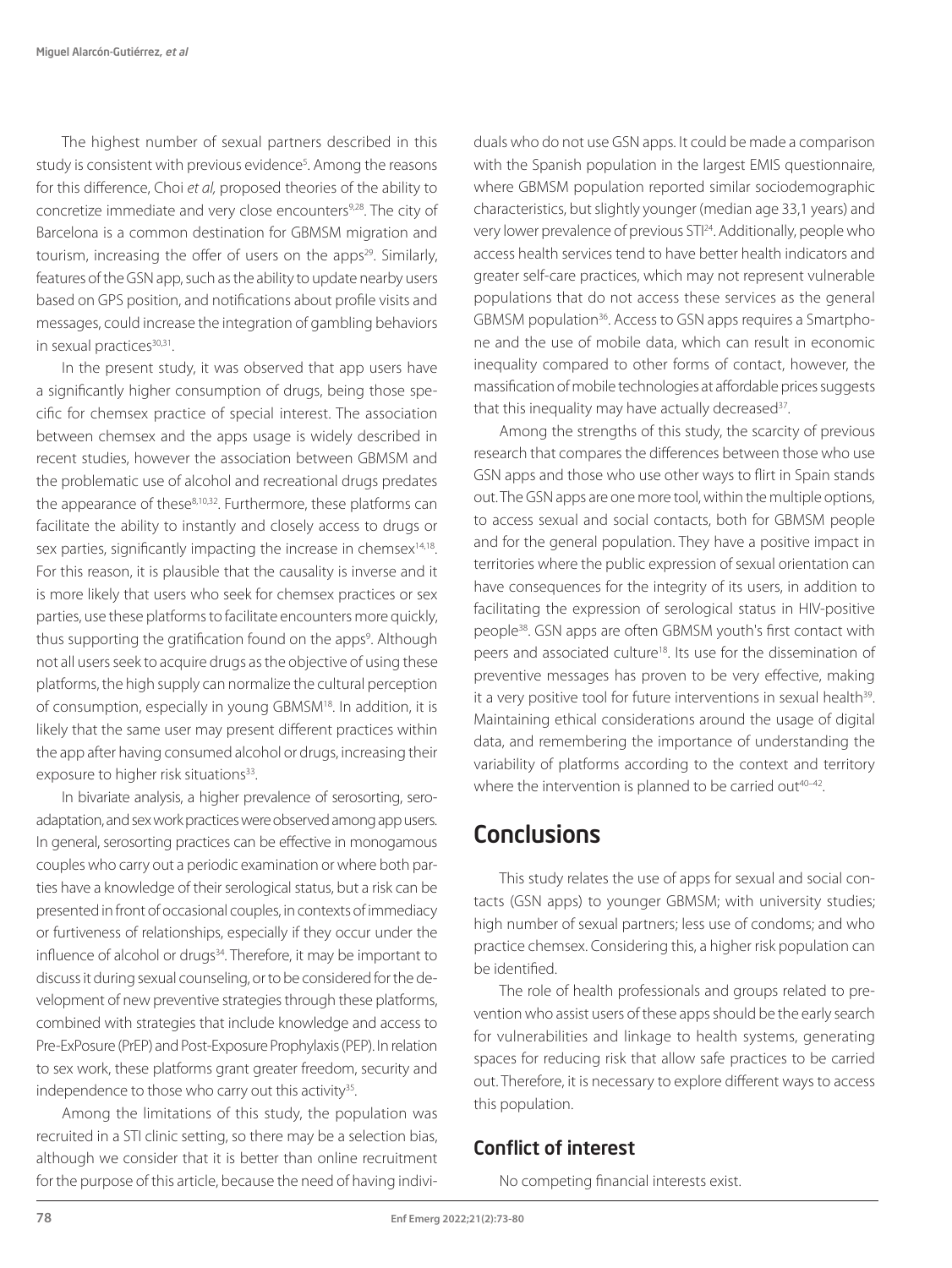The highest number of sexual partners described in this study is consistent with previous evidence[5]. Among the reasons for this difference, Choi *et al,* proposed theories of the ability to concretize immediate and very close encounters[9,28]. The city of Barcelona is a common destination for GBMSM migration and tourism, increasing the offer of users on the apps[29]. Similarly, features of the GSN app, such as the ability to update nearby users based on GPS position, and notifications about profile visits and messages, could increase the integration of gambling behaviors in sexual practices[30,31].

In the present study, it was observed that app users have a significantly higher consumption of drugs, being those specific for chemsex practice of special interest. The association between chemsex and the apps usage is widely described in recent studies, however the association between GBMSM and the problematic use of alcohol and recreational drugs predates the appearance of these[8,10,32]. Furthermore, these platforms can facilitate the ability to instantly and closely access to drugs or sex parties, significantly impacting the increase in chemsex[14,18]. For this reason, it is plausible that the causality is inverse and it is more likely that users who seek for chemsex practices or sex parties, use these platforms to facilitate encounters more quickly, thus supporting the gratification found on the apps[9]. Although not all users seek to acquire drugs as the objective of using these platforms, the high supply can normalize the cultural perception of consumption, especially in young GBMSM[18]. In addition, it is likely that the same user may present different practices within the app after having consumed alcohol or drugs, increasing their exposure to higher risk situations[33].

In bivariate analysis, a higher prevalence of serosorting, seroadaptation, and sex work practices were observed among app users. In general, serosorting practices can be effective in monogamous couples who carry out a periodic examination or where both parties have a knowledge of their serological status, but a risk can be presented in front of occasional couples, in contexts of immediacy or furtiveness of relationships, especially if they occur under the influence of alcohol or drugs[34]. Therefore, it may be important to discuss it during sexual counseling, or to be considered for the development of new preventive strategies through these platforms, combined with strategies that include knowledge and access to Pre-ExPosure (PrEP) and Post-Exposure Prophylaxis (PEP). In relation to sex work, these platforms grant greater freedom, security and independence to those who carry out this activity[35].

Among the limitations of this study, the population was recruited in a STI clinic setting, so there may be a selection bias, although we consider that it is better than online recruitment for the purpose of this article, because the need of having individuals who do not use GSN apps. It could be made a comparison with the Spanish population in the largest EMIS questionnaire, where GBMSM population reported similar sociodemographic characteristics, but slightly younger (median age 33,1 years) and very lower prevalence of previous STI[24]. Additionally, people who access health services tend to have better health indicators and greater self-care practices, which may not represent vulnerable populations that do not access these services as the general GBMSM population[36]. Access to GSN apps requires a Smartphone and the use of mobile data, which can result in economic inequality compared to other forms of contact, however, the massification of mobile technologies at affordable prices suggests that this inequality may have actually decreased[37].

Among the strengths of this study, the scarcity of previous research that compares the differences between those who use GSN apps and those who use other ways to flirt in Spain stands out. The GSN apps are one more tool, within the multiple options, to access sexual and social contacts, both for GBMSM people and for the general population. They have a positive impact in territories where the public expression of sexual orientation can have consequences for the integrity of its users, in addition to facilitating the expression of serological status in HIV-positive people[38]. GSN apps are often GBMSM youth's first contact with peers and associated culture[18]. Its use for the dissemination of preventive messages has proven to be very effective, making it a very positive tool for future interventions in sexual health[39]. Maintaining ethical considerations around the usage of digital data, and remembering the importance of understanding the variability of platforms according to the context and territory where the intervention is planned to be carried out[40–42].

## Conclusions

This study relates the use of apps for sexual and social contacts (GSN apps) to younger GBMSM; with university studies; high number of sexual partners; less use of condoms; and who practice chemsex. Considering this, a higher risk population can be identified.

The role of health professionals and groups related to prevention who assist users of these apps should be the early search for vulnerabilities and linkage to health systems, generating spaces for reducing risk that allow safe practices to be carried out. Therefore, it is necessary to explore different ways to access this population.

### Conflict of interest

No competing financial interests exist.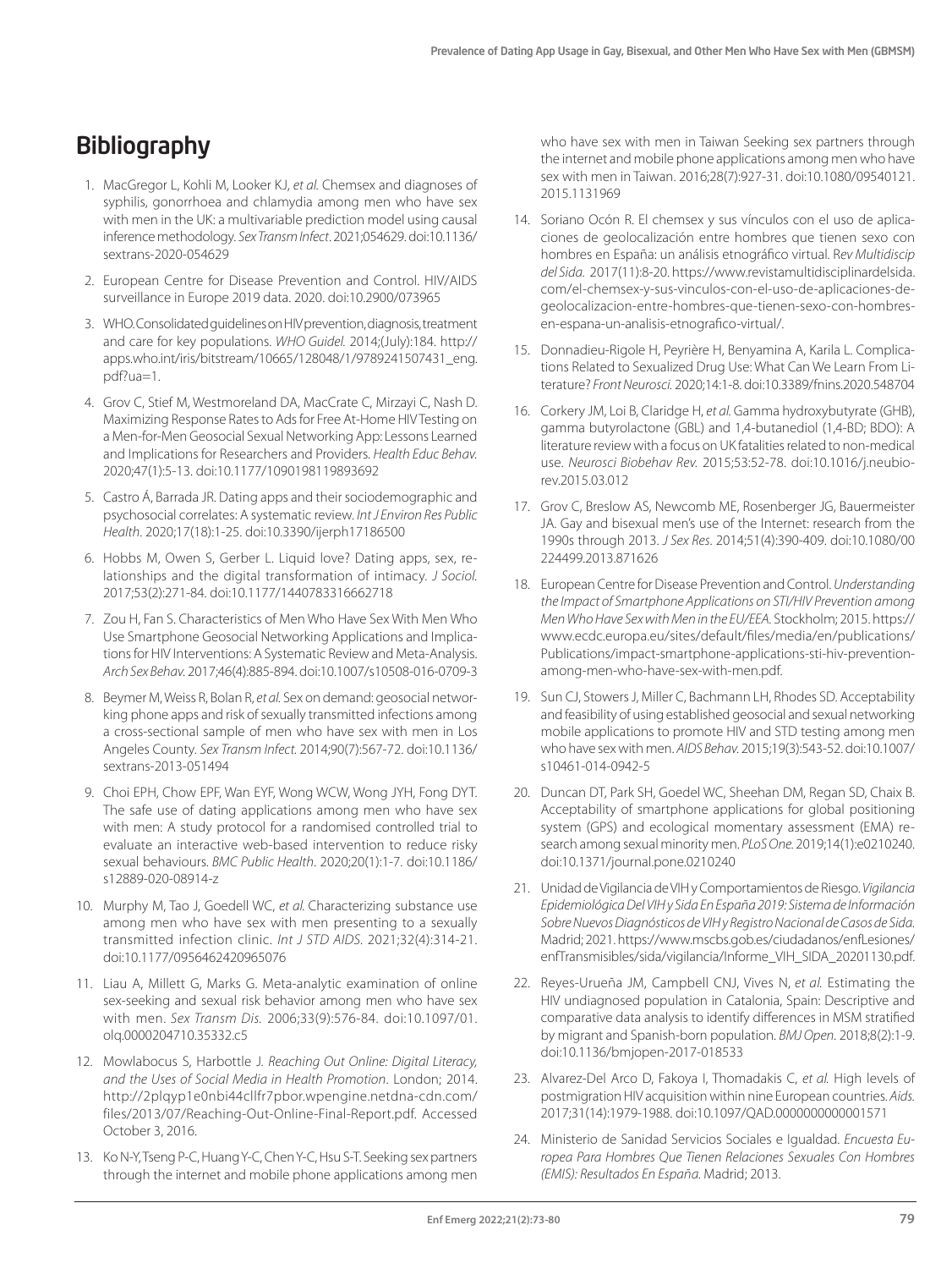## Bibliography

1. MacGregor L, Kohli M, Looker KJ, *et al.* Chemsex and diagnoses of syphilis, gonorrhoea and chlamydia among men who have sex with men in the UK: a multivariable prediction model using causal inference methodology. *Sex Transm Infect*. 2021;054629. doi:10.1136/sextrans-2020-054629

2. European Centre for Disease Prevention and Control. HIV/AIDS surveillance in Europe 2019 data. 2020. doi:10.2900/073965

3. WHO. Consolidated guidelines on HIV prevention, diagnosis, treatment and care for key populations. *WHO Guidel.* 2014;(July):184. http://apps.who.int/iris/bitstream/10665/128048/1/9789241507431_eng.pdf?ua=1.

4. Grov C, Stief M, Westmoreland DA, MacCrate C, Mirzayi C, Nash D. Maximizing Response Rates to Ads for Free At-Home HIV Testing on a Men-for-Men Geosocial Sexual Networking App: Lessons Learned and Implications for Researchers and Providers. *Health Educ Behav.* 2020;47(1):5-13. doi:10.1177/1090198119893692

5. Castro Á, Barrada JR. Dating apps and their sociodemographic and psychosocial correlates: A systematic review. *Int J Environ Res Public Health*. 2020;17(18):1-25. doi:10.3390/ijerph17186500

6. Hobbs M, Owen S, Gerber L. Liquid love? Dating apps, sex, relationships and the digital transformation of intimacy. *J Sociol.* 2017;53(2):271-84. doi:10.1177/1440783316662718

7. Zou H, Fan S. Characteristics of Men Who Have Sex With Men Who Use Smartphone Geosocial Networking Applications and Implications for HIV Interventions: A Systematic Review and Meta-Analysis. *Arch Sex Behav*. 2017;46(4):885-894. doi:10.1007/s10508-016-0709-3

8. Beymer M, Weiss R, Bolan R, *et al.* Sex on demand: geosocial networking phone apps and risk of sexually transmitted infections among a cross-sectional sample of men who have sex with men in Los Angeles County. *Sex Transm Infect.* 2014;90(7):567-72. doi:10.1136/sextrans-2013-051494

9. Choi EPH, Chow EPF, Wan EYF, Wong WCW, Wong JYH, Fong DYT. The safe use of dating applications among men who have sex with men: A study protocol for a randomised controlled trial to evaluate an interactive web-based intervention to reduce risky sexual behaviours. *BMC Public Health*. 2020;20(1):1-7. doi:10.1186/s12889-020-08914-z

10. Murphy M, Tao J, Goedell WC, *et al.* Characterizing substance use among men who have sex with men presenting to a sexually transmitted infection clinic. *Int J STD AIDS*. 2021;32(4):314-21. doi:10.1177/0956462420965076

11. Liau A, Millett G, Marks G. Meta-analytic examination of online sex-seeking and sexual risk behavior among men who have sex with men. *Sex Transm Dis.* 2006;33(9):576-84. doi:10.1097/01.olq.0000204710.35332.c5

12. Mowlabocus S, Harbottle J. *Reaching Out Online: Digital Literacy, and the Uses of Social Media in Health Promotion*. London; 2014. http://2plqyp1e0nbi44cllfr7pbor.wpengine.netdna-cdn.com/files/2013/07/Reaching-Out-Online-Final-Report.pdf. Accessed October 3, 2016.

13. Ko N-Y, Tseng P-C, Huang Y-C, Chen Y-C, Hsu S-T. Seeking sex partners through the internet and mobile phone applications among men who have sex with men in Taiwan Seeking sex partners through the internet and mobile phone applications among men who have sex with men in Taiwan. 2016;28(7):927-31. doi:10.1080/09540121.2015.1131969

14. Soriano Ocón R. El chemsex y sus vínculos con el uso de aplicaciones de geolocalización entre hombres que tienen sexo con hombres en España: un análisis etnográfico virtual. R*ev Multidiscip del Sida.* 2017(11):8-20. https://www.revistamultidisciplinardelsida.com/el-chemsex-y-sus-vinculos-con-el-uso-de-aplicaciones-de-geolocalizacion-entre-hombres-que-tienen-sexo-con-hombres-en-espana-un-analisis-etnografico-virtual/.

15. Donnadieu-Rigole H, Peyrière H, Benyamina A, Karila L. Complications Related to Sexualized Drug Use: What Can We Learn From Literature? *Front Neurosci.* 2020;14:1-8. doi:10.3389/fnins.2020.548704

16. Corkery JM, Loi B, Claridge H, *et al.* Gamma hydroxybutyrate (GHB), gamma butyrolactone (GBL) and 1,4-butanediol (1,4-BD; BDO): A literature review with a focus on UK fatalities related to non-medical use. *Neurosci Biobehav Rev.* 2015;53:52-78. doi:10.1016/j.neubiorev.2015.03.012

17. Grov C, Breslow AS, Newcomb ME, Rosenberger JG, Bauermeister JA. Gay and bisexual men's use of the Internet: research from the 1990s through 2013. *J Sex Res*. 2014;51(4):390-409. doi:10.1080/00224499.2013.871626

18. European Centre for Disease Prevention and Control. *Understanding the Impact of Smartphone Applications on STI/HIV Prevention among Men Who Have Sex with Men in the EU/EEA.* Stockholm; 2015. https://www.ecdc.europa.eu/sites/default/files/media/en/publications/Publications/impact-smartphone-applications-sti-hiv-prevention-among-men-who-have-sex-with-men.pdf.

19. Sun CJ, Stowers J, Miller C, Bachmann LH, Rhodes SD. Acceptability and feasibility of using established geosocial and sexual networking mobile applications to promote HIV and STD testing among men who have sex with men. *AIDS Behav*. 2015;19(3):543-52. doi:10.1007/s10461-014-0942-5

20. Duncan DT, Park SH, Goedel WC, Sheehan DM, Regan SD, Chaix B. Acceptability of smartphone applications for global positioning system (GPS) and ecological momentary assessment (EMA) research among sexual minority men. *PLoS One.* 2019;14(1):e0210240. doi:10.1371/journal.pone.0210240

21. Unidad de Vigilancia de VIH y Comportamientos de Riesgo. *Vigilancia Epidemiológica Del VIH y Sida En España 2019: Sistema de Información Sobre Nuevos Diagnósticos de VIH y Registro Nacional de Casos de Sida.* Madrid; 2021. https://www.mscbs.gob.es/ciudadanos/enfLesiones/enfTransmisibles/sida/vigilancia/Informe_VIH_SIDA_20201130.pdf.

22. Reyes-Urueña JM, Campbell CNJ, Vives N, *et al.* Estimating the HIV undiagnosed population in Catalonia, Spain: Descriptive and comparative data analysis to identify differences in MSM stratified by migrant and Spanish-born population. *BMJ Open*. 2018;8(2):1-9. doi:10.1136/bmjopen-2017-018533

23. Alvarez-Del Arco D, Fakoya I, Thomadakis C, *et al.* High levels of postmigration HIV acquisition within nine European countries. *Aids.* 2017;31(14):1979-1988. doi:10.1097/QAD.0000000000001571

24. Ministerio de Sanidad Servicios Sociales e Igualdad. *Encuesta Europea Para Hombres Que Tienen Relaciones Sexuales Con Hombres (EMIS): Resultados En España.* Madrid; 2013.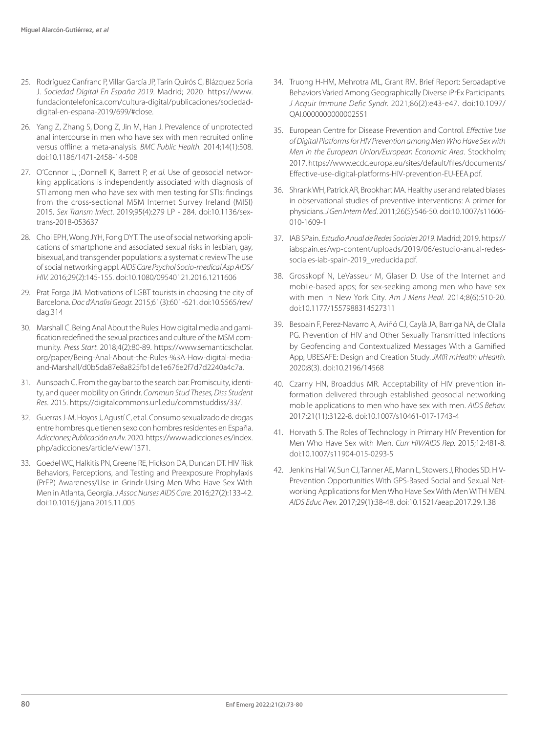25. Rodríguez Canfranc P, Villar García JP, Tarín Quirós C, Blázquez Soria J. *Sociedad Digital En España 2019*. Madrid; 2020. https://www.fundaciontelefonica.com/cultura-digital/publicaciones/sociedad-digital-en-espana-2019/699/#close.

26. Yang Z, Zhang S, Dong Z, Jin M, Han J. Prevalence of unprotected anal intercourse in men who have sex with men recruited online versus offline: a meta-analysis. *BMC Public Health*. 2014;14(1):508. doi:10.1186/1471-2458-14-508

27. O'Connor L, ;Donnell K, Barrett P, *et al.* Use of geosocial networking applications is independently associated with diagnosis of STI among men who have sex with men testing for STIs: findings from the cross-sectional MSM Internet Survey Ireland (MISI) 2015. *Sex Transm Infect*. 2019;95(4):279 LP - 284. doi:10.1136/sextrans-2018-053637

28. Choi EPH, Wong JYH, Fong DYT. The use of social networking applications of smartphone and associated sexual risks in lesbian, gay, bisexual, and transgender populations: a systematic review The use of social networking appl. *AIDS Care Psychol Socio-medical Asp AIDS/HIV*. 2016;29(2):145-155. doi:10.1080/09540121.2016.1211606

29. Prat Forga JM. Motivations of LGBT tourists in choosing the city of Barcelona. *Doc d'Analisi Geogr*. 2015;61(3):601-621. doi:10.5565/rev/dag.314

30. Marshall C. Being Anal About the Rules: How digital media and gamification redefined the sexual practices and culture of the MSM community. *Press Start*. 2018;4(2):80-89. https://www.semanticscholar.org/paper/Being-Anal-About-the-Rules-%3A-How-digital-media-and-Marshall/d0b5da87e8a825fb1de1e676e2f7d7d2240a4c7a.

31. Aunspach C. From the gay bar to the search bar: Promiscuity, identity, and queer mobility on Grindr. *Commun Stud Theses, Diss Student Res*. 2015. https://digitalcommons.unl.edu/commstuddiss/33/.

32. Guerras J-M, Hoyos J, Agustí C, et al. Consumo sexualizado de drogas entre hombres que tienen sexo con hombres residentes en España. *Adicciones; Publicación en Av*. 2020. https://www.adicciones.es/index.php/adicciones/article/view/1371.

33. Goedel WC, Halkitis PN, Greene RE, Hickson DA, Duncan DT. HIV Risk Behaviors, Perceptions, and Testing and Preexposure Prophylaxis (PrEP) Awareness/Use in Grindr-Using Men Who Have Sex With Men in Atlanta, Georgia. *J Assoc Nurses AIDS Care*. 2016;27(2):133-42. doi:10.1016/j.jana.2015.11.005

34. Truong H-HM, Mehrotra ML, Grant RM. Brief Report: Seroadaptive Behaviors Varied Among Geographically Diverse iPrEx Participants. *J Acquir Immune Defic Syndr*. 2021;86(2):e43-e47. doi:10.1097/QAI.0000000000002551

35. European Centre for Disease Prevention and Control. *Effective Use of Digital Platforms for HIV Prevention among Men Who Have Sex with Men in the European Union/European Economic Area*. Stockholm; 2017. https://www.ecdc.europa.eu/sites/default/files/documents/Effective-use-digital-platforms-HIV-prevention-EU-EEA.pdf.

36. Shrank WH, Patrick AR, Brookhart MA. Healthy user and related biases in observational studies of preventive interventions: A primer for physicians. *J Gen Intern Med*. 2011;26(5):546-50. doi:10.1007/s11606-010-1609-1

37. IAB SPain. *Estudio Anual de Redes Sociales 2019*. Madrid; 2019. https://iabspain.es/wp-content/uploads/2019/06/estudio-anual-redes-sociales-iab-spain-2019_vreducida.pdf.

38. Grosskopf N, LeVasseur M, Glaser D. Use of the Internet and mobile-based apps; for sex-seeking among men who have sex with men in New York City. *Am J Mens Heal*. 2014;8(6):510-20. doi:10.1177/1557988314527311

39. Besoain F, Perez-Navarro A, Aviñó CJ, Caylà JA, Barriga NA, de Olalla PG. Prevention of HIV and Other Sexually Transmitted Infections by Geofencing and Contextualized Messages With a Gamified App, UBESAFE: Design and Creation Study. *JMIR mHealth uHealth*. 2020;8(3). doi:10.2196/14568

40. Czarny HN, Broaddus MR. Acceptability of HIV prevention information delivered through established geosocial networking mobile applications to men who have sex with men. *AIDS Behav*. 2017;21(11):3122-8. doi:10.1007/s10461-017-1743-4

41. Horvath S. The Roles of Technology in Primary HIV Prevention for Men Who Have Sex with Men. *Curr HIV/AIDS Rep*. 2015;12:481-8. doi:10.1007/s11904-015-0293-5

42. Jenkins Hall W, Sun CJ, Tanner AE, Mann L, Stowers J, Rhodes SD. HIV-Prevention Opportunities With GPS-Based Social and Sexual Networking Applications for Men Who Have Sex With Men WITH MEN. *AIDS Educ Prev*. 2017;29(1):38-48. doi:10.1521/aeap.2017.29.1.38